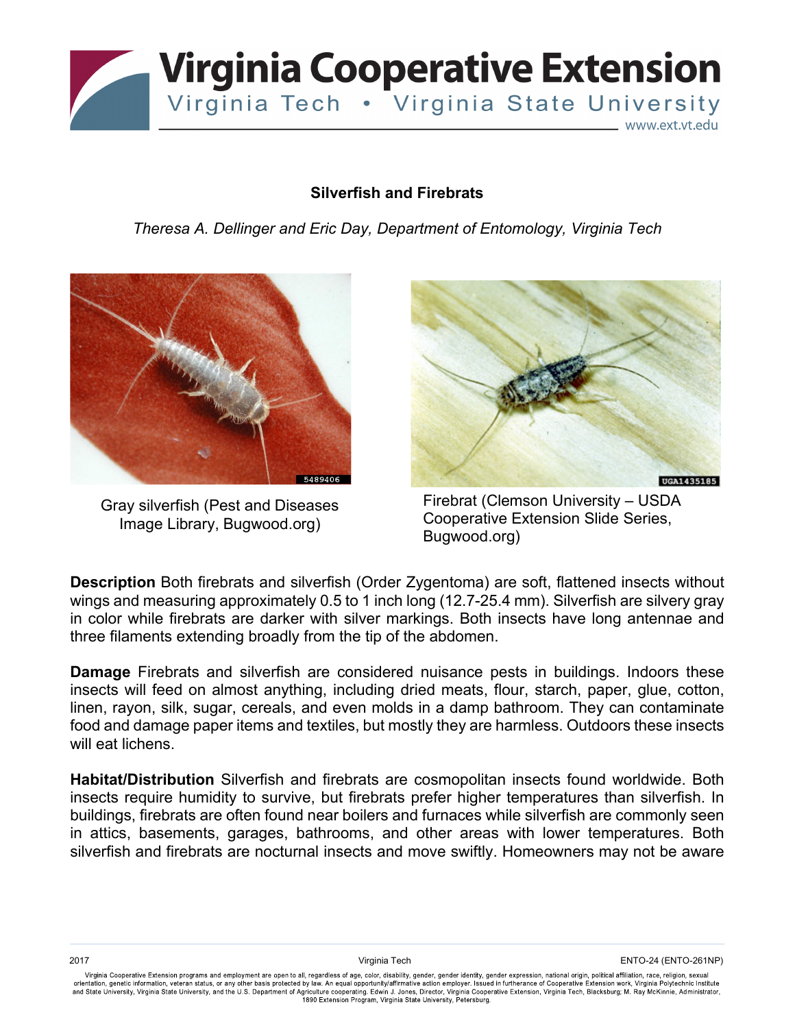# Silverfish and Firebrats

*Theresa A. Dellinger and Eric Day, Department of Entomology, Virginia Tech*

Gray silverfish (Pest and Diseases Image Library, Bugwood.org)

Firebrat (Clemson University – USDA Cooperative Extension Slide Series, Bugwood.org)

**Description** Both firebrats and silverfish (Order Zygentoma) are soft, flattened insects without wings and measuring approximately 0.5 to 1 inch long (12.7-25.4 mm). Silverfish are silvery gray in color while firebrats are darker with silver markings. Both insects have long antennae and three filaments extending broadly from the tip of the abdomen.

**Damage** Firebrats and silverfish are considered nuisance pests in buildings. Indoors these insects will feed on almost anything, including dried meats, flour, starch, paper, glue, cotton, linen, rayon, silk, sugar, cereals, and even molds in a damp bathroom. They can contaminate food and damage paper items and textiles, but mostly they are harmless. Outdoors these insects will eat lichens.

**Habitat/Distribution** Silverfish and firebrats are cosmopolitan insects found worldwide. Both insects require humidity to survive, but firebrats prefer higher temperatures than silverfish. In buildings, firebrats are often found near boilers and furnaces while silverfish are commonly seen in attics, basements, garages, bathrooms, and other areas with lower temperatures. Both silverfish and firebrats are nocturnal insects and move swiftly. Homeowners may not be aware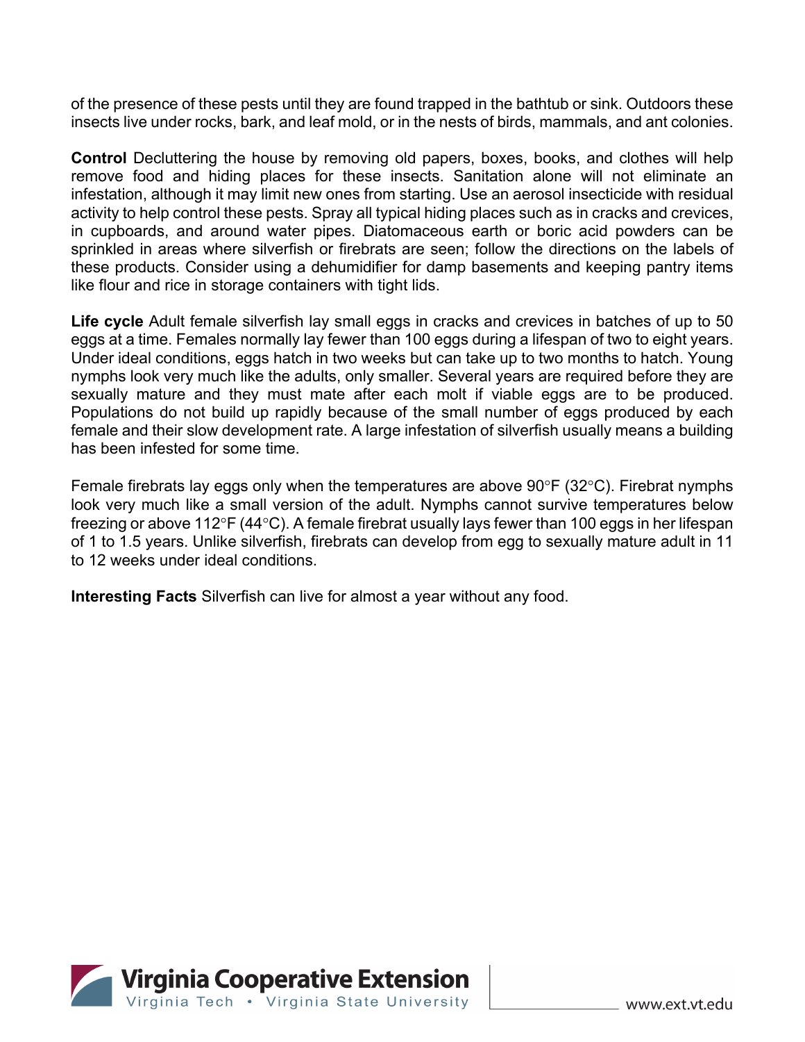of the presence of these pests until they are found trapped in the bathtub or sink. Outdoors these insects live under rocks, bark, and leaf mold, or in the nests of birds, mammals, and ant colonies.

**Control** Decluttering the house by removing old papers, boxes, books, and clothes will help remove food and hiding places for these insects. Sanitation alone will not eliminate an infestation, although it may limit new ones from starting. Use an aerosol insecticide with residual activity to help control these pests. Spray all typical hiding places such as in cracks and crevices, in cupboards, and around water pipes. Diatomaceous earth or boric acid powders can be sprinkled in areas where silverfish or firebrats are seen; follow the directions on the labels of these products. Consider using a dehumidifier for damp basements and keeping pantry items like flour and rice in storage containers with tight lids.

**Life cycle** Adult female silverfish lay small eggs in cracks and crevices in batches of up to 50 eggs at a time. Females normally lay fewer than 100 eggs during a lifespan of two to eight years. Under ideal conditions, eggs hatch in two weeks but can take up to two months to hatch. Young nymphs look very much like the adults, only smaller. Several years are required before they are sexually mature and they must mate after each molt if viable eggs are to be produced. Populations do not build up rapidly because of the small number of eggs produced by each female and their slow development rate. A large infestation of silverfish usually means a building has been infested for some time.

Female firebrats lay eggs only when the temperatures are above 90°F (32°C). Firebrat nymphs look very much like a small version of the adult. Nymphs cannot survive temperatures below freezing or above 112°F (44°C). A female firebrat usually lays fewer than 100 eggs in her lifespan of 1 to 1.5 years. Unlike silverfish, firebrats can develop from egg to sexually mature adult in 11 to 12 weeks under ideal conditions.

**Interesting Facts** Silverfish can live for almost a year without any food.